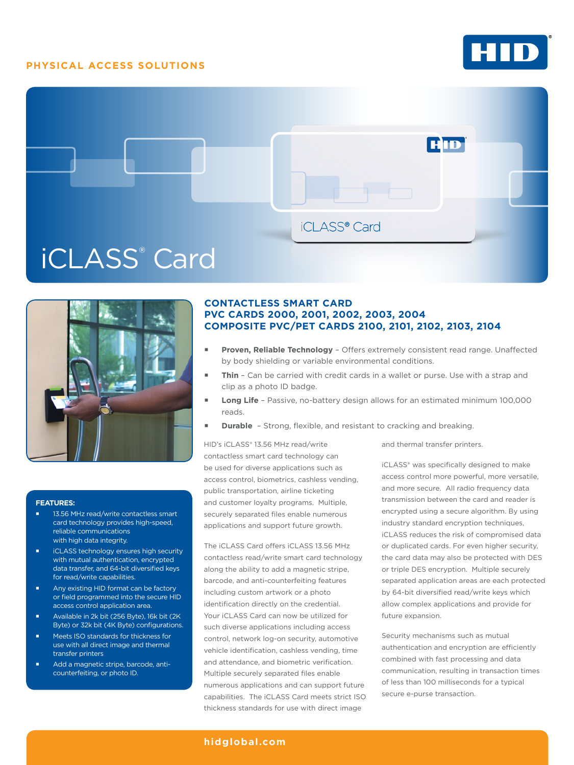PHYSICAL ACCESS SOLUTIONS

# iCLASS® Card

## CONTACTLESS SMART CARD
## PVC CARDS 2000, 2001, 2002, 2003, 2004
## COMPOSITE PVC/PET CARDS 2100, 2101, 2102, 2103, 2104

- **Proven, Reliable Technology** – Offers extremely consistent read range. Unaffected by body shielding or variable environmental conditions.
- **Thin** – Can be carried with credit cards in a wallet or purse. Use with a strap and clip as a photo ID badge.
- **Long Life** – Passive, no-battery design allows for an estimated minimum 100,000 reads.
- **Durable** – Strong, flexible, and resistant to cracking and breaking.

HID's iCLASS® 13.56 MHz read/write contactless smart card technology can be used for diverse applications such as access control, biometrics, cashless vending, public transportation, airline ticketing and customer loyalty programs. Multiple, securely separated files enable numerous applications and support future growth.

The iCLASS Card offers iCLASS 13.56 MHz contactless read/write smart card technology along the ability to add a magnetic stripe, barcode, and anti-counterfeiting features including custom artwork or a photo identification directly on the credential. Your iCLASS Card can now be utilized for such diverse applications including access control, network log-on security, automotive vehicle identification, cashless vending, time and attendance, and biometric verification. Multiple securely separated files enable numerous applications and can support future capabilities. The iCLASS Card meets strict ISO thickness standards for use with direct image and thermal transfer printers.

iCLASS® was specifically designed to make access control more powerful, more versatile, and more secure. All radio frequency data transmission between the card and reader is encrypted using a secure algorithm. By using industry standard encryption techniques, iCLASS reduces the risk of compromised data or duplicated cards. For even higher security, the card data may also be protected with DES or triple DES encryption. Multiple securely separated application areas are each protected by 64-bit diversified read/write keys which allow complex applications and provide for future expansion.

Security mechanisms such as mutual authentication and encryption are efficiently combined with fast processing and data communication, resulting in transaction times of less than 100 milliseconds for a typical secure e-purse transaction.

### FEATURES:

- 13.56 MHz read/write contactless smart card technology provides high-speed, reliable communications with high data integrity.
- iCLASS technology ensures high security with mutual authentication, encrypted data transfer, and 64-bit diversified keys for read/write capabilities.
- Any existing HID format can be factory or field programmed into the secure HID access control application area.
- Available in 2k bit (256 Byte), 16k bit (2K Byte) or 32k bit (4K Byte) configurations.
- Meets ISO standards for thickness for use with all direct image and thermal transfer printers
- Add a magnetic stripe, barcode, anti-counterfeiting, or photo ID.

hidglobal.com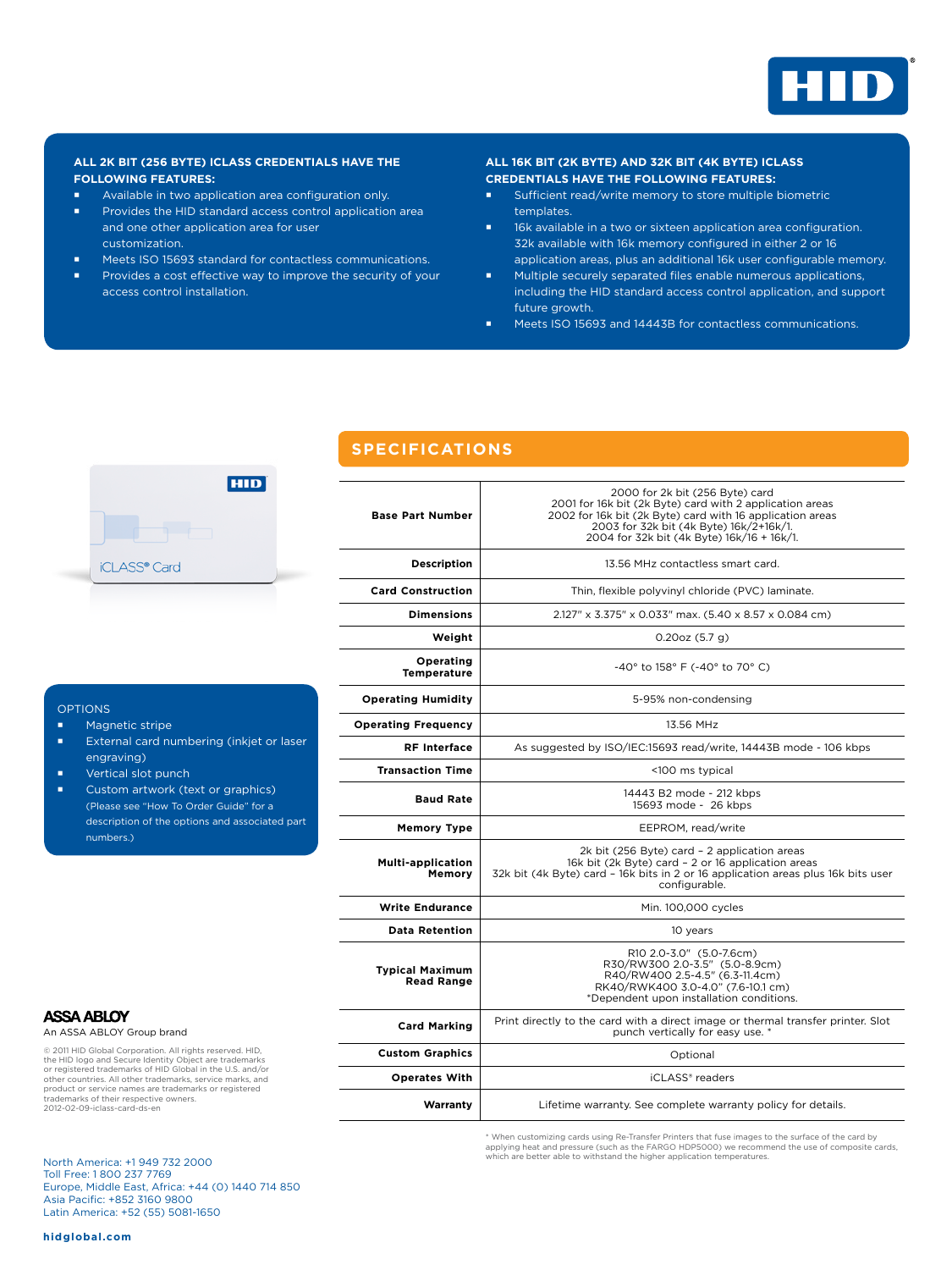### ALL 2K BIT (256 BYTE) ICLASS CREDENTIALS HAVE THE FOLLOWING FEATURES:

- Available in two application area configuration only.
- Provides the HID standard access control application area and one other application area for user customization.
- Meets ISO 15693 standard for contactless communications.
- Provides a cost effective way to improve the security of your access control installation.

### ALL 16K BIT (2K BYTE) AND 32K BIT (4K BYTE) ICLASS CREDENTIALS HAVE THE FOLLOWING FEATURES:

- Sufficient read/write memory to store multiple biometric templates.
- 16k available in a two or sixteen application area configuration. 32k available with 16k memory configured in either 2 or 16 application areas, plus an additional 16k user configurable memory.
- Multiple securely separated files enable numerous applications, including the HID standard access control application, and support future growth.
- Meets ISO 15693 and 14443B for contactless communications.

iCLASS® Card

### OPTIONS

- Magnetic stripe
- External card numbering (inkjet or laser engraving)
- Vertical slot punch
- Custom artwork (text or graphics) (Please see "How To Order Guide" for a description of the options and associated part numbers.)

## SPECIFICATIONS

| | |
|---|---|
| **Base Part Number** | 2000 for 2k bit (256 Byte) card<br>2001 for 16k bit (2k Byte) card with 2 application areas<br>2002 for 16k bit (2k Byte) card with 16 application areas<br>2003 for 32k bit (4k Byte) 16k/2+16k/1.<br>2004 for 32k bit (4k Byte) 16k/16 + 16k/1. |
| **Description** | 13.56 MHz contactless smart card. |
| **Card Construction** | Thin, flexible polyvinyl chloride (PVC) laminate. |
| **Dimensions** | 2.127" x 3.375" x 0.033" max. (5.40 x 8.57 x 0.084 cm) |
| **Weight** | 0.20oz (5.7 g) |
| **Operating Temperature** | -40° to 158° F (-40° to 70° C) |
| **Operating Humidity** | 5-95% non-condensing |
| **Operating Frequency** | 13.56 MHz |
| **RF Interface** | As suggested by ISO/IEC:15693 read/write, 14443B mode - 106 kbps |
| **Transaction Time** | <100 ms typical |
| **Baud Rate** | 14443 B2 mode - 212 kbps<br>15693 mode - 26 kbps |
| **Memory Type** | EEPROM, read/write |
| **Multi-application Memory** | 2k bit (256 Byte) card – 2 application areas<br>16k bit (2k Byte) card – 2 or 16 application areas<br>32k bit (4k Byte) card – 16k bits in 2 or 16 application areas plus 16k bits user configurable. |
| **Write Endurance** | Min. 100,000 cycles |
| **Data Retention** | 10 years |
| **Typical Maximum Read Range** | R10 2.0-3.0" (5.0-7.6cm)<br>R30/RW300 2.0-3.5" (5.0-8.9cm)<br>R40/RW400 2.5-4.5" (6.3-11.4cm)<br>RK40/RWK400 3.0-4.0" (7.6-10.1 cm)<br>*Dependent upon installation conditions. |
| **Card Marking** | Print directly to the card with a direct image or thermal transfer printer. Slot punch vertically for easy use. * |
| **Custom Graphics** | Optional |
| **Operates With** | iCLASS® readers |
| **Warranty** | Lifetime warranty. See complete warranty policy for details. |

* When customizing cards using Re-Transfer Printers that fuse images to the surface of the card by applying heat and pressure (such as the FARGO HDP5000) we recommend the use of composite cards, which are better able to withstand the higher application temperatures.

**ASSA ABLOY**
An ASSA ABLOY Group brand

© 2011 HID Global Corporation. All rights reserved. HID, the HID logo and Secure Identity Object are trademarks or registered trademarks of HID Global in the U.S. and/or other countries. All other trademarks, service marks, and product or service names are trademarks or registered trademarks of their respective owners.
2012-02-09-iclass-card-ds-en

North America: +1 949 732 2000
Toll Free: 1 800 237 7769
Europe, Middle East, Africa: +44 (0) 1440 714 850
Asia Pacific: +852 3160 9800
Latin America: +52 (55) 5081-1650

**hidglobal.com**